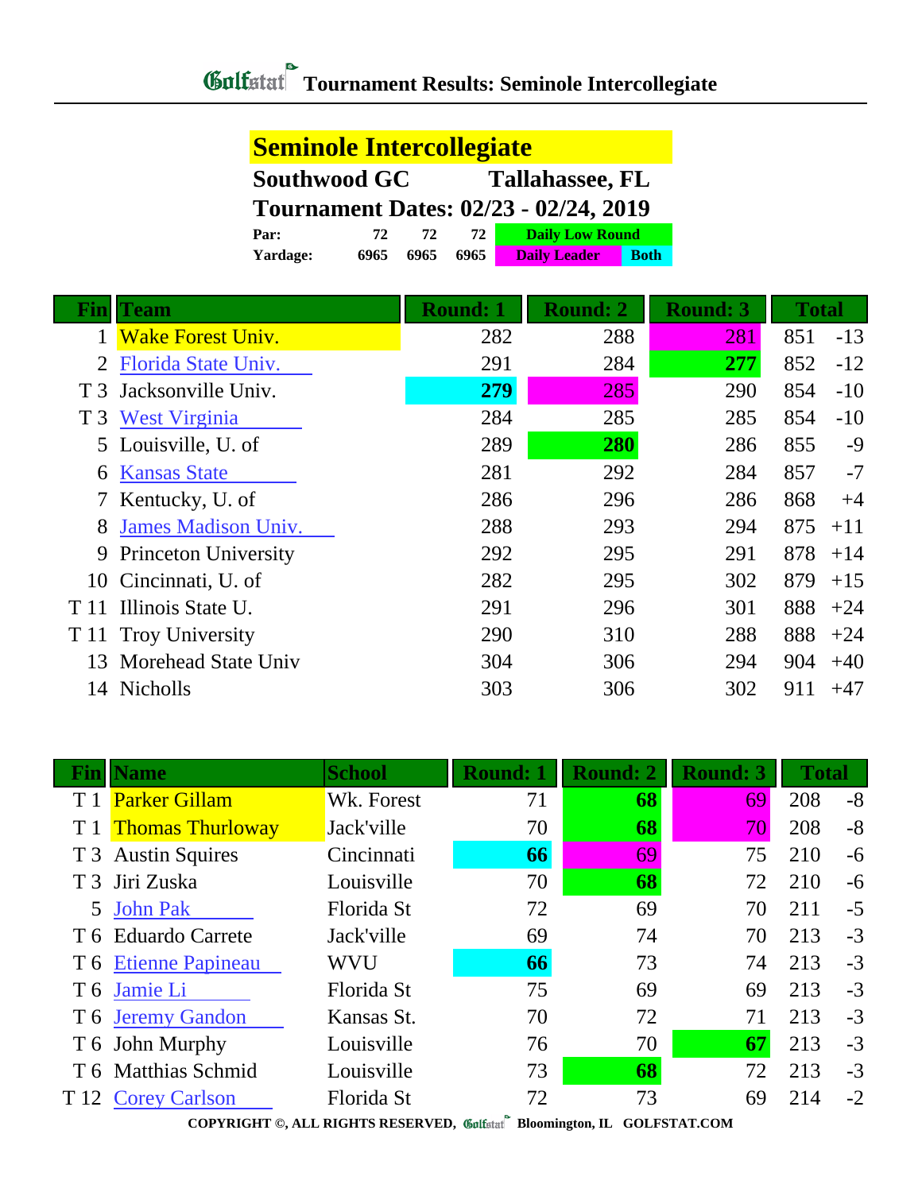# Tournament Results: Seminole Intercollegiate

## Seminole Intercollegiate

**Southwood GC** Tallahassee, FL

**Tournament Dates: 02/23 - 02/24, 2019**

| | | | | |
|---|---|---|---|---|
| **Par:** | 72 | 72 | 72 | Daily Low Round |
| **Yardage:** | 6965 | 6965 | 6965 | Daily Leader / Both |

| Fin | Team | Round: 1 | Round: 2 | Round: 3 | Total | |
|---|---|---|---|---|---|---|
| 1 | Wake Forest Univ. | 282 | 288 | 281 | 851 | -13 |
| 2 | Florida State Univ. | 291 | 284 | 277 | 852 | -12 |
| T 3 | Jacksonville Univ. | 279 | 285 | 290 | 854 | -10 |
| T 3 | West Virginia | 284 | 285 | 285 | 854 | -10 |
| 5 | Louisville, U. of | 289 | 280 | 286 | 855 | -9 |
| 6 | Kansas State | 281 | 292 | 284 | 857 | -7 |
| 7 | Kentucky, U. of | 286 | 296 | 286 | 868 | +4 |
| 8 | James Madison Univ. | 288 | 293 | 294 | 875 | +11 |
| 9 | Princeton University | 292 | 295 | 291 | 878 | +14 |
| 10 | Cincinnati, U. of | 282 | 295 | 302 | 879 | +15 |
| T 11 | Illinois State U. | 291 | 296 | 301 | 888 | +24 |
| T 11 | Troy University | 290 | 310 | 288 | 888 | +24 |
| 13 | Morehead State Univ | 304 | 306 | 294 | 904 | +40 |
| 14 | Nicholls | 303 | 306 | 302 | 911 | +47 |

| Fin | Name | School | Round: 1 | Round: 2 | Round: 3 | Total | |
|---|---|---|---|---|---|---|---|
| T 1 | Parker Gillam | Wk. Forest | 71 | 68 | 69 | 208 | -8 |
| T 1 | Thomas Thurloway | Jack'ville | 70 | 68 | 70 | 208 | -8 |
| T 3 | Austin Squires | Cincinnati | 66 | 69 | 75 | 210 | -6 |
| T 3 | Jiri Zuska | Louisville | 70 | 68 | 72 | 210 | -6 |
| 5 | John Pak | Florida St | 72 | 69 | 70 | 211 | -5 |
| T 6 | Eduardo Carrete | Jack'ville | 69 | 74 | 70 | 213 | -3 |
| T 6 | Etienne Papineau | WVU | 66 | 73 | 74 | 213 | -3 |
| T 6 | Jamie Li | Florida St | 75 | 69 | 69 | 213 | -3 |
| T 6 | Jeremy Gandon | Kansas St. | 70 | 72 | 71 | 213 | -3 |
| T 6 | John Murphy | Louisville | 76 | 70 | 67 | 213 | -3 |
| T 6 | Matthias Schmid | Louisville | 73 | 68 | 72 | 213 | -3 |
| T 12 | Corey Carlson | Florida St | 72 | 73 | 69 | 214 | -2 |

COPYRIGHT ©, ALL RIGHTS RESERVED, Golfstat Bloomington, IL GOLFSTAT.COM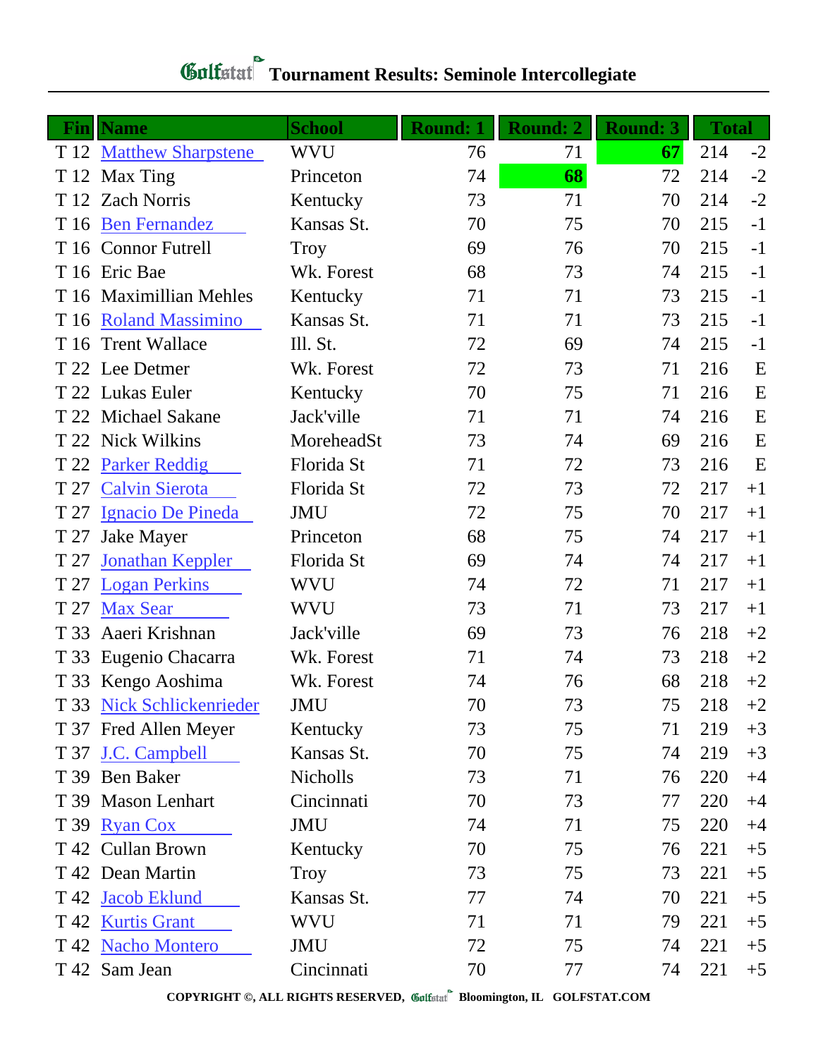# Golfstat Tournament Results: Seminole Intercollegiate

| Fin | Name | School | Round: 1 | Round: 2 | Round: 3 | Total | |
|---|---|---|---|---|---|---|---|
| T 12 | Matthew Sharpstene | WVU | 76 | 71 | **67** | 214 | -2 |
| T 12 | Max Ting | Princeton | 74 | **68** | 72 | 214 | -2 |
| T 12 | Zach Norris | Kentucky | 73 | 71 | 70 | 214 | -2 |
| T 16 | Ben Fernandez | Kansas St. | 70 | 75 | 70 | 215 | -1 |
| T 16 | Connor Futrell | Troy | 69 | 76 | 70 | 215 | -1 |
| T 16 | Eric Bae | Wk. Forest | 68 | 73 | 74 | 215 | -1 |
| T 16 | Maximillian Mehles | Kentucky | 71 | 71 | 73 | 215 | -1 |
| T 16 | Roland Massimino | Kansas St. | 71 | 71 | 73 | 215 | -1 |
| T 16 | Trent Wallace | Ill. St. | 72 | 69 | 74 | 215 | -1 |
| T 22 | Lee Detmer | Wk. Forest | 72 | 73 | 71 | 216 | E |
| T 22 | Lukas Euler | Kentucky | 70 | 75 | 71 | 216 | E |
| T 22 | Michael Sakane | Jack'ville | 71 | 71 | 74 | 216 | E |
| T 22 | Nick Wilkins | MoreheadSt | 73 | 74 | 69 | 216 | E |
| T 22 | Parker Reddig | Florida St | 71 | 72 | 73 | 216 | E |
| T 27 | Calvin Sierota | Florida St | 72 | 73 | 72 | 217 | +1 |
| T 27 | Ignacio De Pineda | JMU | 72 | 75 | 70 | 217 | +1 |
| T 27 | Jake Mayer | Princeton | 68 | 75 | 74 | 217 | +1 |
| T 27 | Jonathan Keppler | Florida St | 69 | 74 | 74 | 217 | +1 |
| T 27 | Logan Perkins | WVU | 74 | 72 | 71 | 217 | +1 |
| T 27 | Max Sear | WVU | 73 | 71 | 73 | 217 | +1 |
| T 33 | Aaeri Krishnan | Jack'ville | 69 | 73 | 76 | 218 | +2 |
| T 33 | Eugenio Chacarra | Wk. Forest | 71 | 74 | 73 | 218 | +2 |
| T 33 | Kengo Aoshima | Wk. Forest | 74 | 76 | 68 | 218 | +2 |
| T 33 | Nick Schlickenrieder | JMU | 70 | 73 | 75 | 218 | +2 |
| T 37 | Fred Allen Meyer | Kentucky | 73 | 75 | 71 | 219 | +3 |
| T 37 | J.C. Campbell | Kansas St. | 70 | 75 | 74 | 219 | +3 |
| T 39 | Ben Baker | Nicholls | 73 | 71 | 76 | 220 | +4 |
| T 39 | Mason Lenhart | Cincinnati | 70 | 73 | 77 | 220 | +4 |
| T 39 | Ryan Cox | JMU | 74 | 71 | 75 | 220 | +4 |
| T 42 | Cullan Brown | Kentucky | 70 | 75 | 76 | 221 | +5 |
| T 42 | Dean Martin | Troy | 73 | 75 | 73 | 221 | +5 |
| T 42 | Jacob Eklund | Kansas St. | 77 | 74 | 70 | 221 | +5 |
| T 42 | Kurtis Grant | WVU | 71 | 71 | 79 | 221 | +5 |
| T 42 | Nacho Montero | JMU | 72 | 75 | 74 | 221 | +5 |
| T 42 | Sam Jean | Cincinnati | 70 | 77 | 74 | 221 | +5 |

COPYRIGHT ©, ALL RIGHTS RESERVED, Golfstat Bloomington, IL GOLFSTAT.COM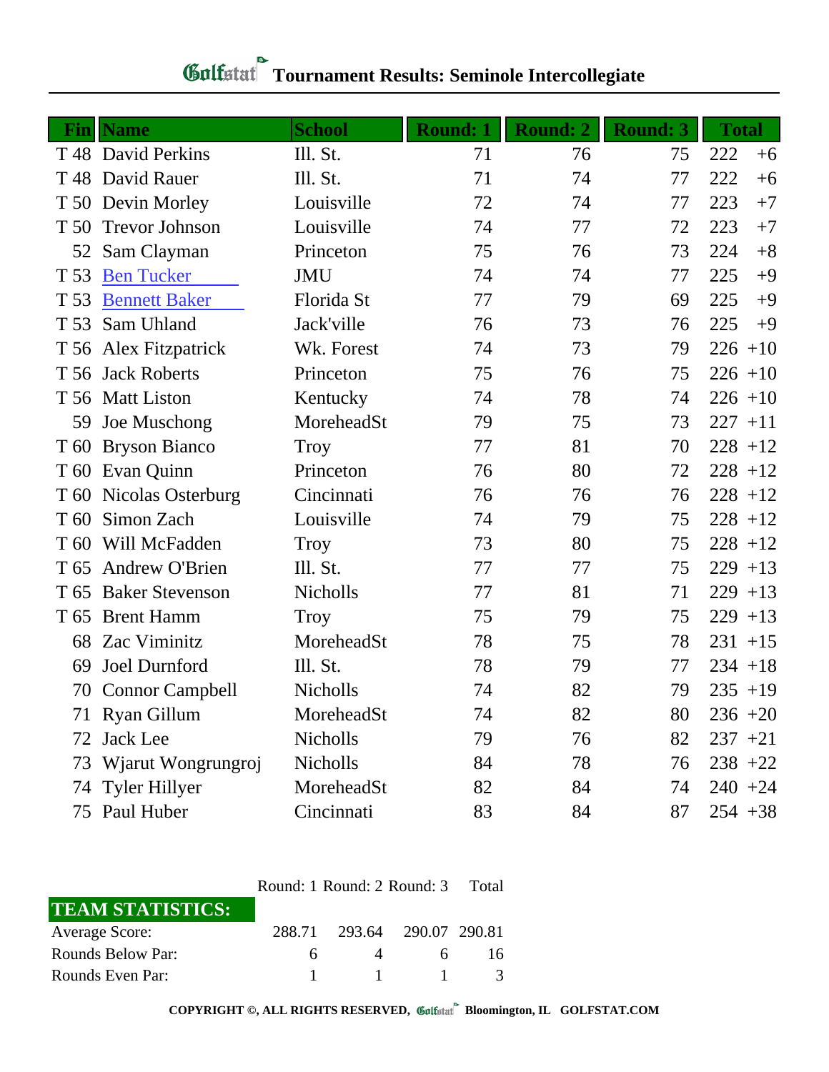# Golfstat Tournament Results: Seminole Intercollegiate

| Fin | Name | School | Round: 1 | Round: 2 | Round: 3 | Total | |
|---|---|---|---|---|---|---|---|
| T 48 | David Perkins | Ill. St. | 71 | 76 | 75 | 222 | +6 |
| T 48 | David Rauer | Ill. St. | 71 | 74 | 77 | 222 | +6 |
| T 50 | Devin Morley | Louisville | 72 | 74 | 77 | 223 | +7 |
| T 50 | Trevor Johnson | Louisville | 74 | 77 | 72 | 223 | +7 |
| 52 | Sam Clayman | Princeton | 75 | 76 | 73 | 224 | +8 |
| T 53 | Ben Tucker | JMU | 74 | 74 | 77 | 225 | +9 |
| T 53 | Bennett Baker | Florida St | 77 | 79 | 69 | 225 | +9 |
| T 53 | Sam Uhland | Jack'ville | 76 | 73 | 76 | 225 | +9 |
| T 56 | Alex Fitzpatrick | Wk. Forest | 74 | 73 | 79 | 226 | +10 |
| T 56 | Jack Roberts | Princeton | 75 | 76 | 75 | 226 | +10 |
| T 56 | Matt Liston | Kentucky | 74 | 78 | 74 | 226 | +10 |
| 59 | Joe Muschong | MoreheadSt | 79 | 75 | 73 | 227 | +11 |
| T 60 | Bryson Bianco | Troy | 77 | 81 | 70 | 228 | +12 |
| T 60 | Evan Quinn | Princeton | 76 | 80 | 72 | 228 | +12 |
| T 60 | Nicolas Osterburg | Cincinnati | 76 | 76 | 76 | 228 | +12 |
| T 60 | Simon Zach | Louisville | 74 | 79 | 75 | 228 | +12 |
| T 60 | Will McFadden | Troy | 73 | 80 | 75 | 228 | +12 |
| T 65 | Andrew O'Brien | Ill. St. | 77 | 77 | 75 | 229 | +13 |
| T 65 | Baker Stevenson | Nicholls | 77 | 81 | 71 | 229 | +13 |
| T 65 | Brent Hamm | Troy | 75 | 79 | 75 | 229 | +13 |
| 68 | Zac Viminitz | MoreheadSt | 78 | 75 | 78 | 231 | +15 |
| 69 | Joel Durnford | Ill. St. | 78 | 79 | 77 | 234 | +18 |
| 70 | Connor Campbell | Nicholls | 74 | 82 | 79 | 235 | +19 |
| 71 | Ryan Gillum | MoreheadSt | 74 | 82 | 80 | 236 | +20 |
| 72 | Jack Lee | Nicholls | 79 | 76 | 82 | 237 | +21 |
| 73 | Wjarut Wongrungroj | Nicholls | 84 | 78 | 76 | 238 | +22 |
| 74 | Tyler Hillyer | MoreheadSt | 82 | 84 | 74 | 240 | +24 |
| 75 | Paul Huber | Cincinnati | 83 | 84 | 87 | 254 | +38 |

| TEAM STATISTICS: | Round: 1 | Round: 2 | Round: 3 | Total |
|---|---|---|---|---|
| Average Score: | 288.71 | 293.64 | 290.07 | 290.81 |
| Rounds Below Par: | 6 | 4 | 6 | 16 |
| Rounds Even Par: | 1 | 1 | 1 | 3 |

COPYRIGHT ©, ALL RIGHTS RESERVED, Golfstat Bloomington, IL GOLFSTAT.COM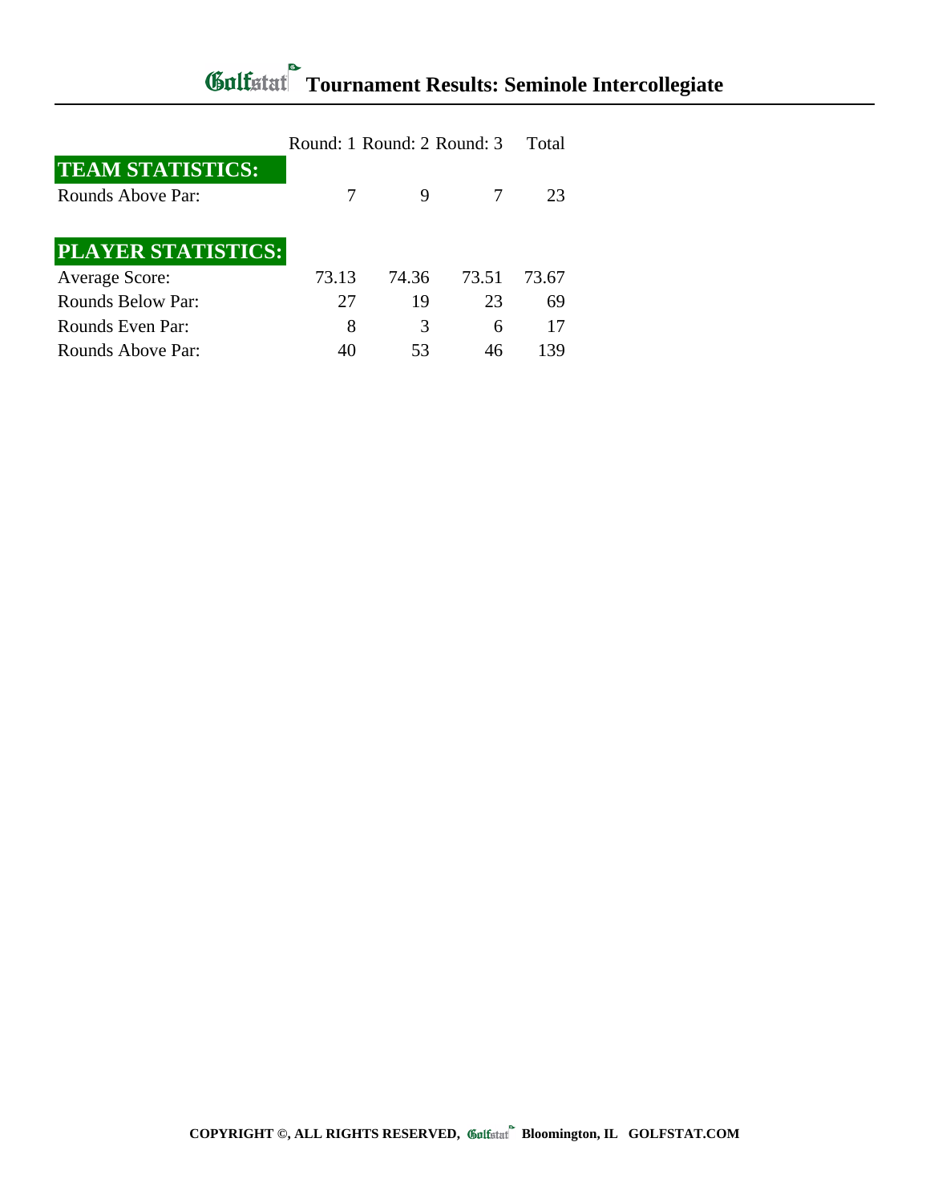# Golfstat Tournament Results: Seminole Intercollegiate

| | Round: 1 | Round: 2 | Round: 3 | Total |
|---|---|---|---|---|
| **TEAM STATISTICS:** | | | | |
| Rounds Above Par: | 7 | 9 | 7 | 23 |
| | | | | |
| **PLAYER STATISTICS:** | | | | |
| Average Score: | 73.13 | 74.36 | 73.51 | 73.67 |
| Rounds Below Par: | 27 | 19 | 23 | 69 |
| Rounds Even Par: | 8 | 3 | 6 | 17 |
| Rounds Above Par: | 40 | 53 | 46 | 139 |

**COPYRIGHT ©, ALL RIGHTS RESERVED, Golfstat Bloomington, IL GOLFSTAT.COM**